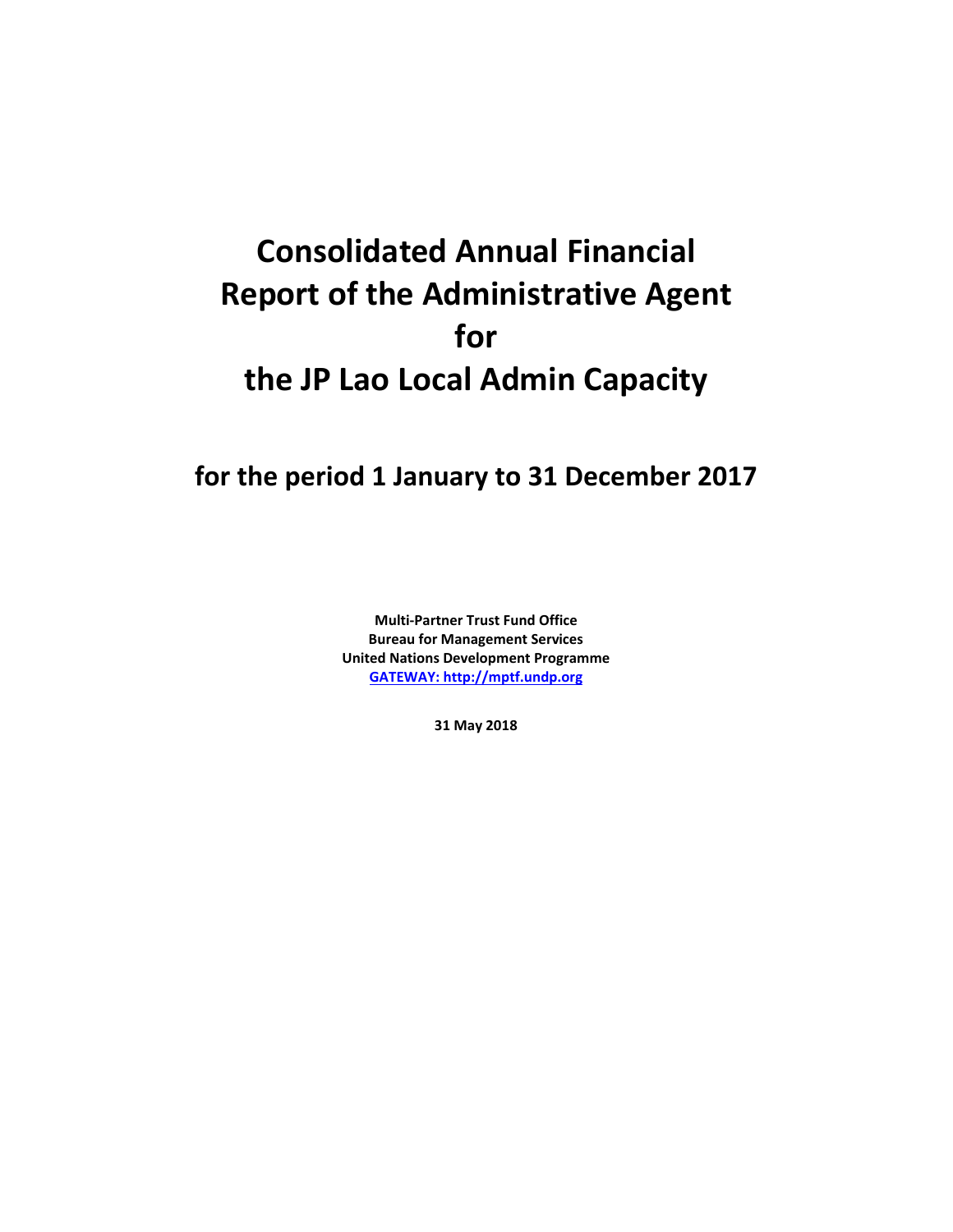# Consolidated Annual Financial Report of the Administrative Agent for the JP Lao Local Admin Capacity

## for the period 1 January to 31 December 2017

**Multi-Partner Trust Fund Office**
**Bureau for Management Services**
**United Nations Development Programme**
**GATEWAY: http://mptf.undp.org**

**31 May 2018**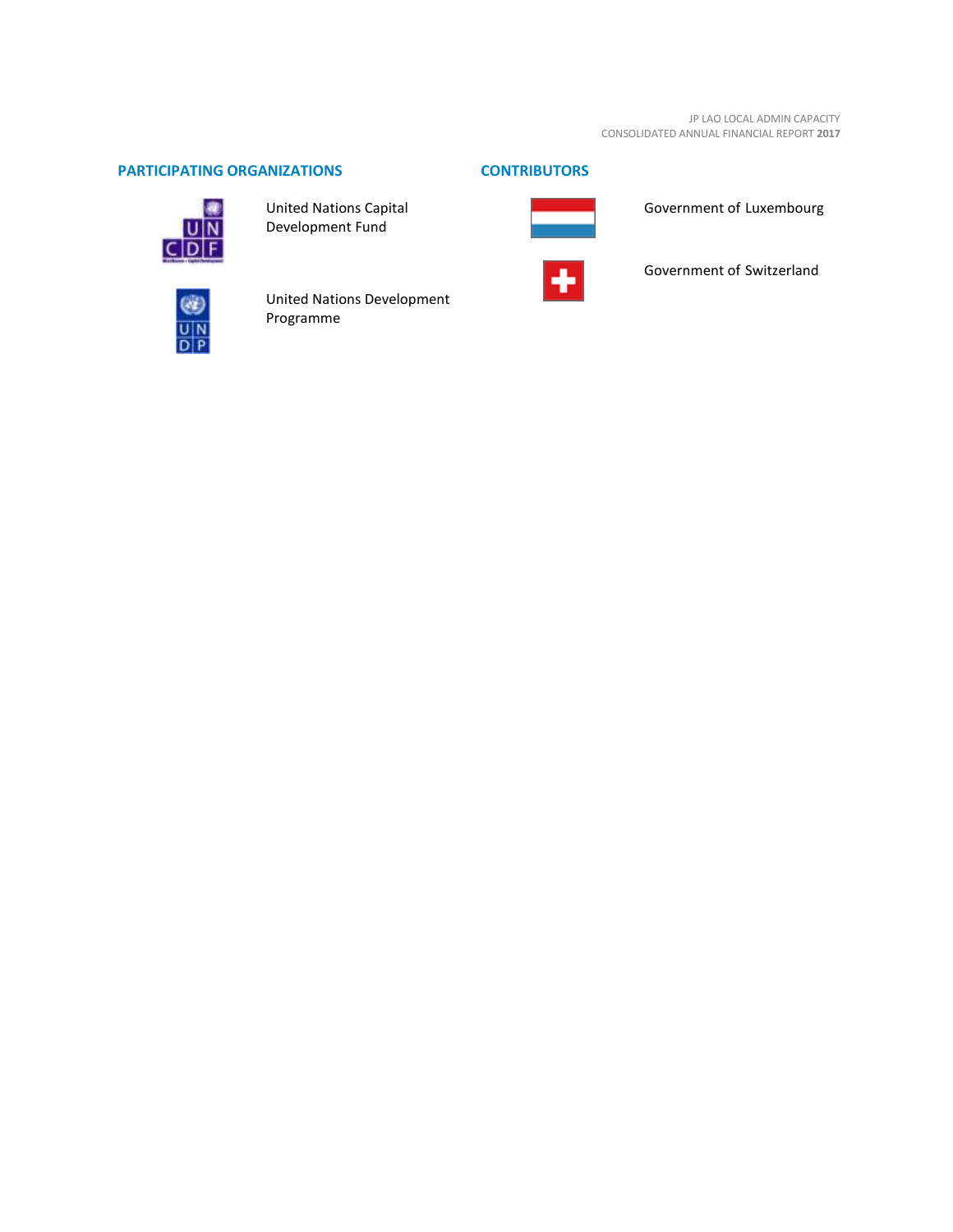## PARTICIPATING ORGANIZATIONS

United Nations Capital Development Fund

United Nations Development Programme

## CONTRIBUTORS

Government of Luxembourg

Government of Switzerland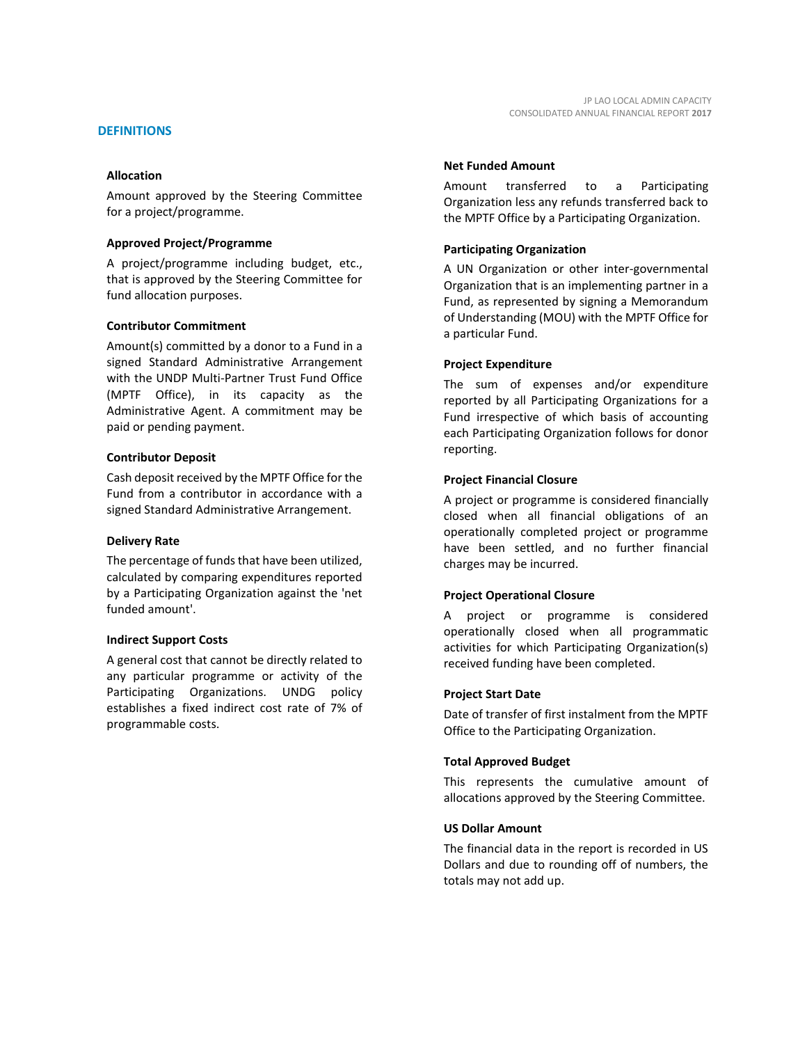## DEFINITIONS

### Allocation

Amount approved by the Steering Committee for a project/programme.

### Approved Project/Programme

A project/programme including budget, etc., that is approved by the Steering Committee for fund allocation purposes.

### Contributor Commitment

Amount(s) committed by a donor to a Fund in a signed Standard Administrative Arrangement with the UNDP Multi-Partner Trust Fund Office (MPTF Office), in its capacity as the Administrative Agent. A commitment may be paid or pending payment.

### Contributor Deposit

Cash deposit received by the MPTF Office for the Fund from a contributor in accordance with a signed Standard Administrative Arrangement.

### Delivery Rate

The percentage of funds that have been utilized, calculated by comparing expenditures reported by a Participating Organization against the 'net funded amount'.

### Indirect Support Costs

A general cost that cannot be directly related to any particular programme or activity of the Participating Organizations. UNDG policy establishes a fixed indirect cost rate of 7% of programmable costs.

### Net Funded Amount

Amount transferred to a Participating Organization less any refunds transferred back to the MPTF Office by a Participating Organization.

### Participating Organization

A UN Organization or other inter-governmental Organization that is an implementing partner in a Fund, as represented by signing a Memorandum of Understanding (MOU) with the MPTF Office for a particular Fund.

### Project Expenditure

The sum of expenses and/or expenditure reported by all Participating Organizations for a Fund irrespective of which basis of accounting each Participating Organization follows for donor reporting.

### Project Financial Closure

A project or programme is considered financially closed when all financial obligations of an operationally completed project or programme have been settled, and no further financial charges may be incurred.

### Project Operational Closure

A project or programme is considered operationally closed when all programmatic activities for which Participating Organization(s) received funding have been completed.

### Project Start Date

Date of transfer of first instalment from the MPTF Office to the Participating Organization.

### Total Approved Budget

This represents the cumulative amount of allocations approved by the Steering Committee.

### US Dollar Amount

The financial data in the report is recorded in US Dollars and due to rounding off of numbers, the totals may not add up.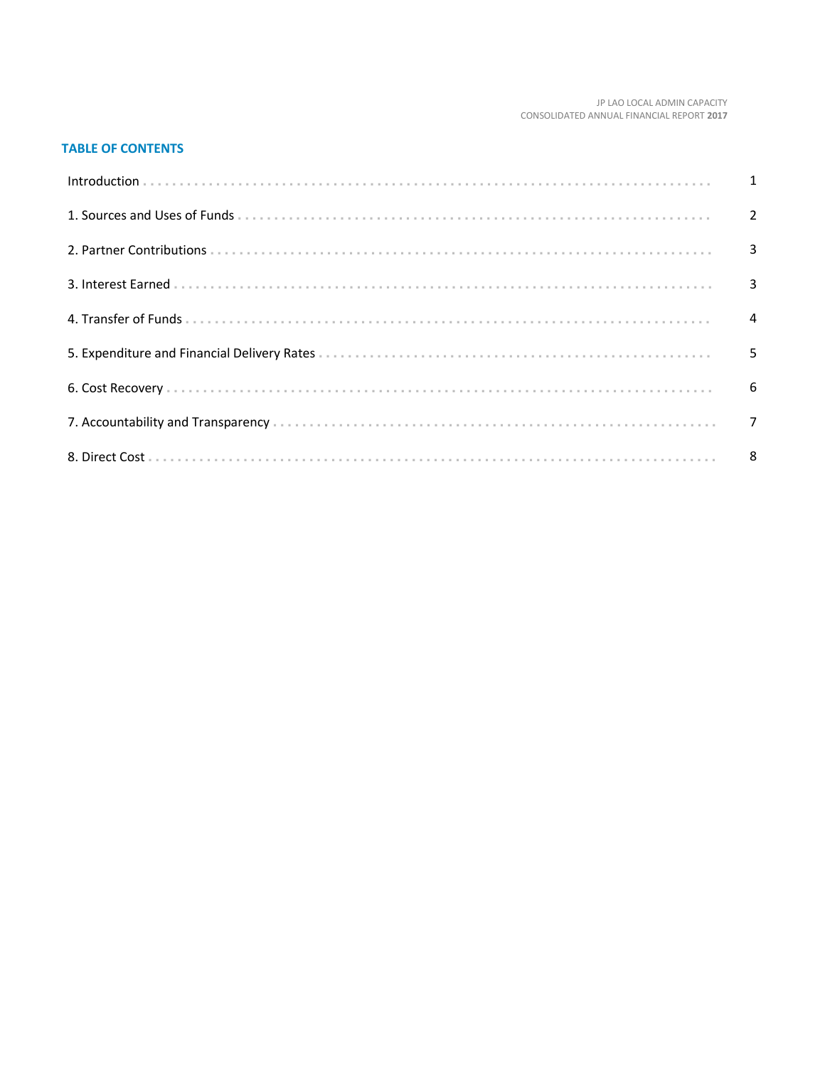## TABLE OF CONTENTS

| | |
|---|---|
| Introduction | 1 |
| 1. Sources and Uses of Funds | 2 |
| 2. Partner Contributions | 3 |
| 3. Interest Earned | 3 |
| 4. Transfer of Funds | 4 |
| 5. Expenditure and Financial Delivery Rates | 5 |
| 6. Cost Recovery | 6 |
| 7. Accountability and Transparency | 7 |
| 8. Direct Cost | 8 |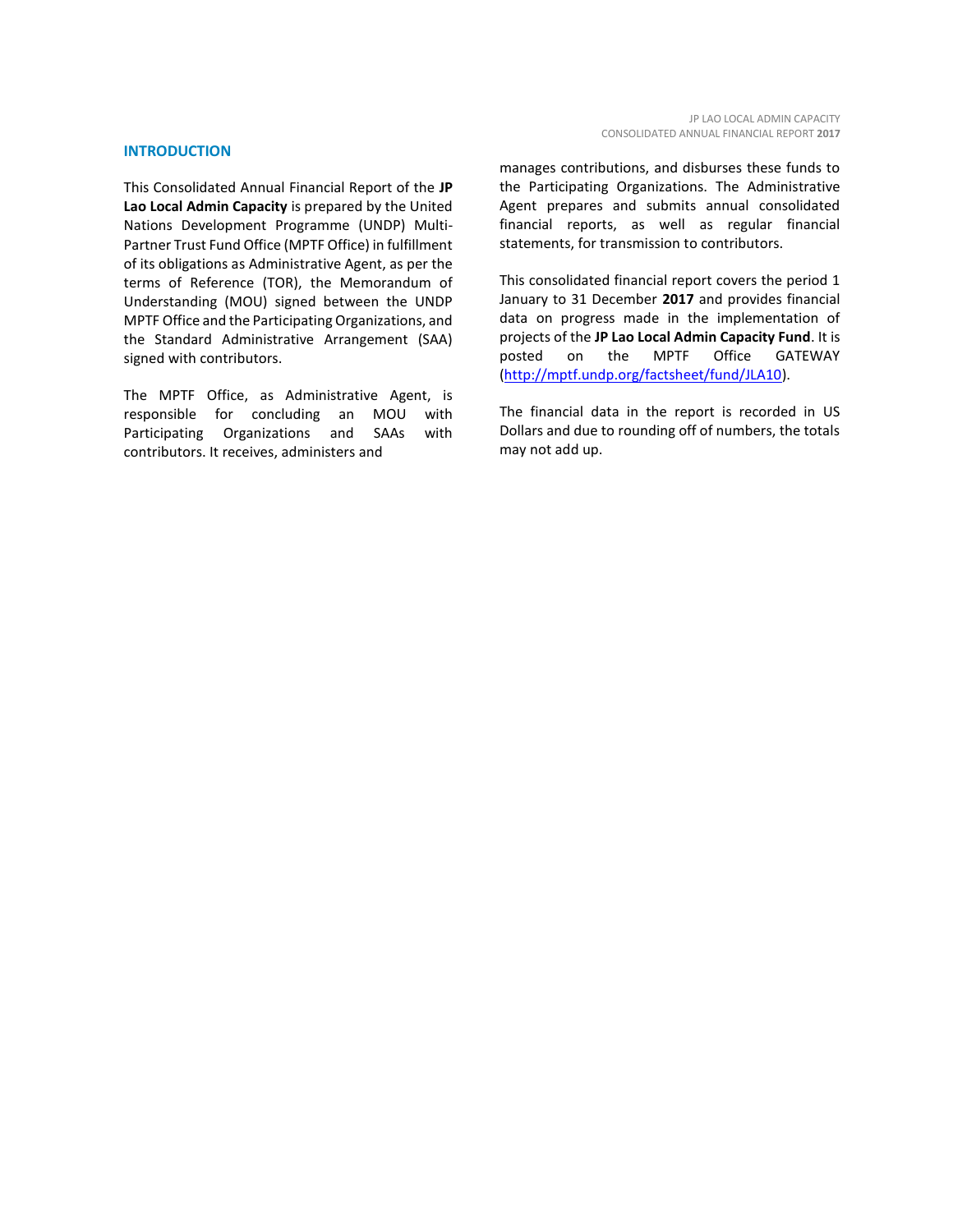## INTRODUCTION

This Consolidated Annual Financial Report of the **JP Lao Local Admin Capacity** is prepared by the United Nations Development Programme (UNDP) Multi-Partner Trust Fund Office (MPTF Office) in fulfillment of its obligations as Administrative Agent, as per the terms of Reference (TOR), the Memorandum of Understanding (MOU) signed between the UNDP MPTF Office and the Participating Organizations, and the Standard Administrative Arrangement (SAA) signed with contributors.

The MPTF Office, as Administrative Agent, is responsible for concluding an MOU with Participating Organizations and SAAs with contributors. It receives, administers and manages contributions, and disburses these funds to the Participating Organizations. The Administrative Agent prepares and submits annual consolidated financial reports, as well as regular financial statements, for transmission to contributors.

This consolidated financial report covers the period 1 January to 31 December **2017** and provides financial data on progress made in the implementation of projects of the **JP Lao Local Admin Capacity Fund**. It is posted on the MPTF Office GATEWAY ([http://mptf.undp.org/factsheet/fund/JLA10](http://mptf.undp.org/factsheet/fund/JLA10)).

The financial data in the report is recorded in US Dollars and due to rounding off of numbers, the totals may not add up.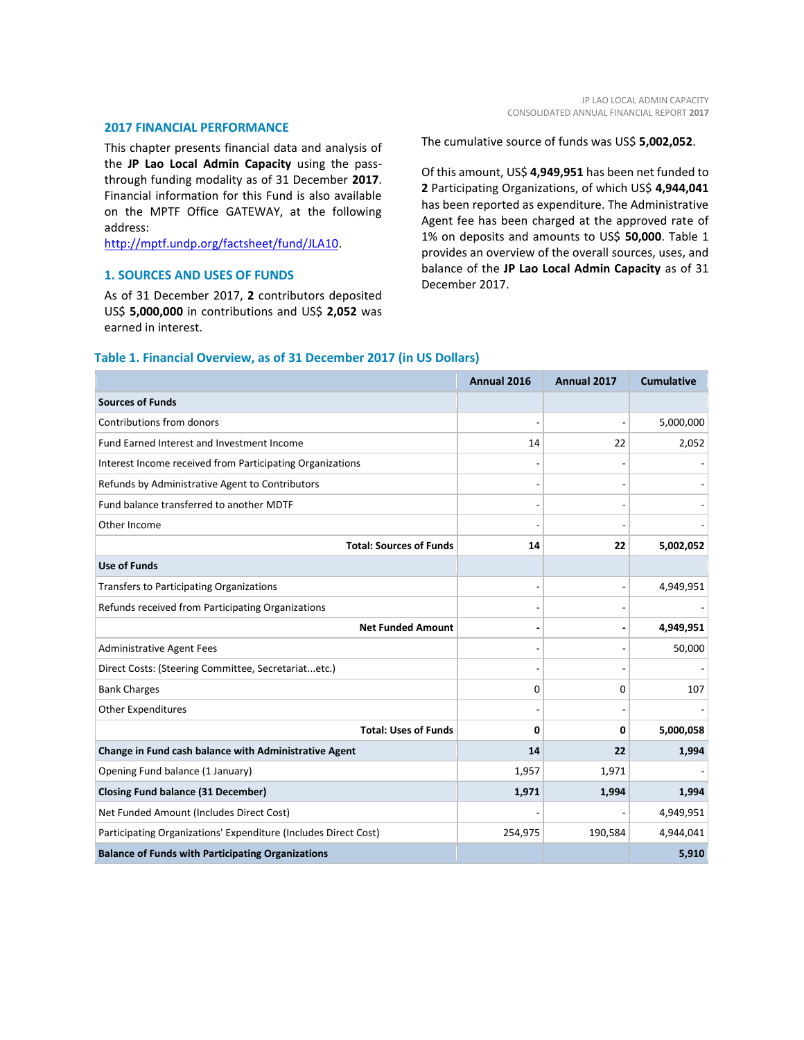## 2017 FINANCIAL PERFORMANCE

This chapter presents financial data and analysis of the **JP Lao Local Admin Capacity** using the pass-through funding modality as of 31 December **2017**. Financial information for this Fund is also available on the MPTF Office GATEWAY, at the following address: http://mptf.undp.org/factsheet/fund/JLA10.

### 1. SOURCES AND USES OF FUNDS

As of 31 December 2017, **2** contributors deposited US$ **5,000,000** in contributions and US$ **2,052** was earned in interest.

The cumulative source of funds was US$ **5,002,052**.

Of this amount, US$ **4,949,951** has been net funded to **2** Participating Organizations, of which US$ **4,944,041** has been reported as expenditure. The Administrative Agent fee has been charged at the approved rate of 1% on deposits and amounts to US$ **50,000**. Table 1 provides an overview of the overall sources, uses, and balance of the **JP Lao Local Admin Capacity** as of 31 December 2017.

### Table 1. Financial Overview, as of 31 December 2017 (in US Dollars)

| | Annual 2016 | Annual 2017 | Cumulative |
|---|---|---|---|
| **Sources of Funds** | | | |
| Contributions from donors | - | - | 5,000,000 |
| Fund Earned Interest and Investment Income | 14 | 22 | 2,052 |
| Interest Income received from Participating Organizations | - | - | - |
| Refunds by Administrative Agent to Contributors | - | - | - |
| Fund balance transferred to another MDTF | - | - | - |
| Other Income | - | - | - |
| **Total: Sources of Funds** | **14** | **22** | **5,002,052** |
| **Use of Funds** | | | |
| Transfers to Participating Organizations | - | - | 4,949,951 |
| Refunds received from Participating Organizations | - | - | - |
| **Net Funded Amount** | **-** | **-** | **4,949,951** |
| Administrative Agent Fees | - | - | 50,000 |
| Direct Costs: (Steering Committee, Secretariat...etc.) | - | - | - |
| Bank Charges | 0 | 0 | 107 |
| Other Expenditures | - | - | - |
| **Total: Uses of Funds** | **0** | **0** | **5,000,058** |
| **Change in Fund cash balance with Administrative Agent** | **14** | **22** | **1,994** |
| Opening Fund balance (1 January) | 1,957 | 1,971 | - |
| **Closing Fund balance (31 December)** | **1,971** | **1,994** | **1,994** |
| Net Funded Amount (Includes Direct Cost) | - | - | 4,949,951 |
| Participating Organizations' Expenditure (Includes Direct Cost) | 254,975 | 190,584 | 4,944,041 |
| **Balance of Funds with Participating Organizations** | | | **5,910** |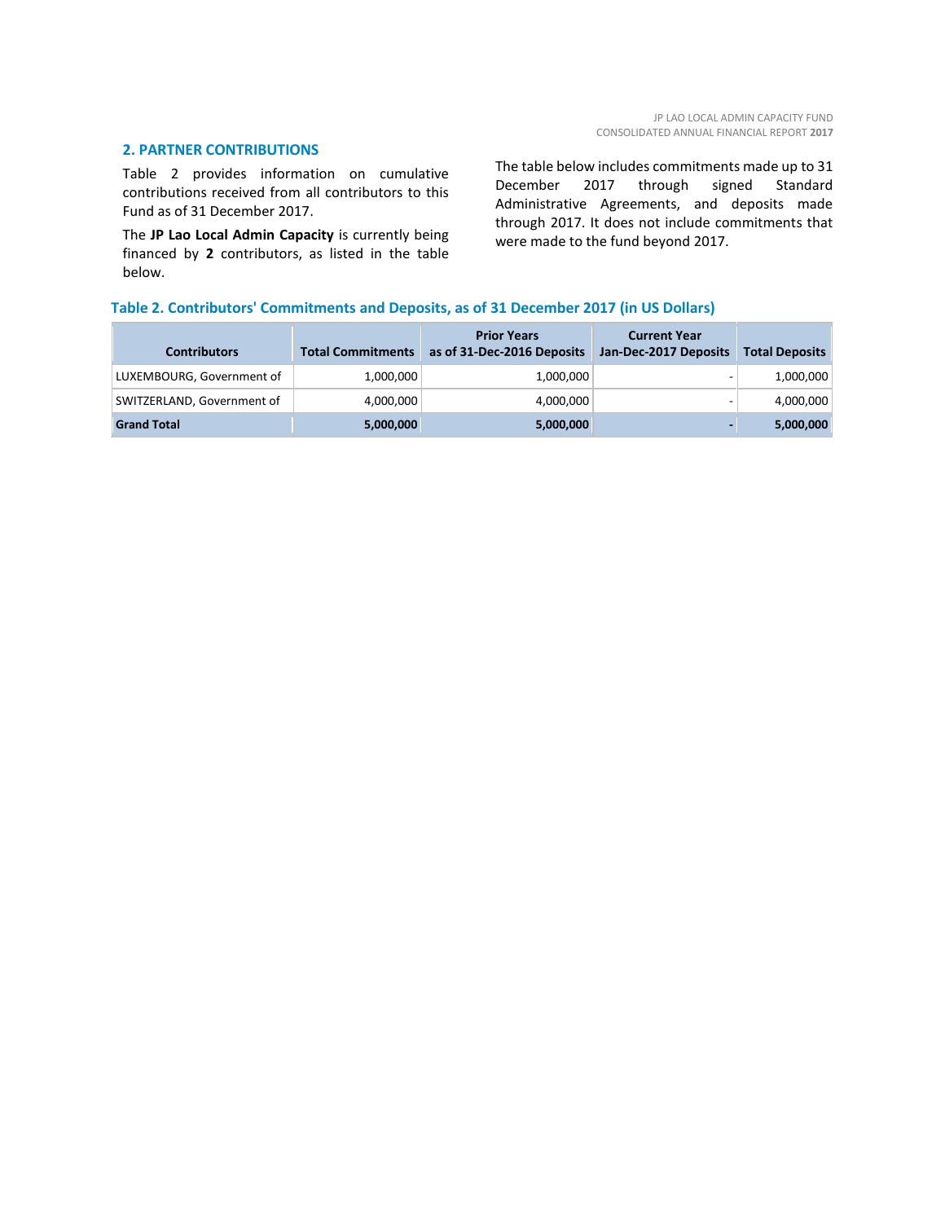## 2. PARTNER CONTRIBUTIONS

Table 2 provides information on cumulative contributions received from all contributors to this Fund as of 31 December 2017.

The **JP Lao Local Admin Capacity** is currently being financed by **2** contributors, as listed in the table below.

The table below includes commitments made up to 31 December 2017 through signed Standard Administrative Agreements, and deposits made through 2017. It does not include commitments that were made to the fund beyond 2017.

### Table 2. Contributors' Commitments and Deposits, as of 31 December 2017 (in US Dollars)

| Contributors | Total Commitments | Prior Years as of 31-Dec-2016 Deposits | Current Year Jan-Dec-2017 Deposits | Total Deposits |
|---|---|---|---|---|
| LUXEMBOURG, Government of | 1,000,000 | 1,000,000 | - | 1,000,000 |
| SWITZERLAND, Government of | 4,000,000 | 4,000,000 | - | 4,000,000 |
| **Grand Total** | **5,000,000** | **5,000,000** | **-** | **5,000,000** |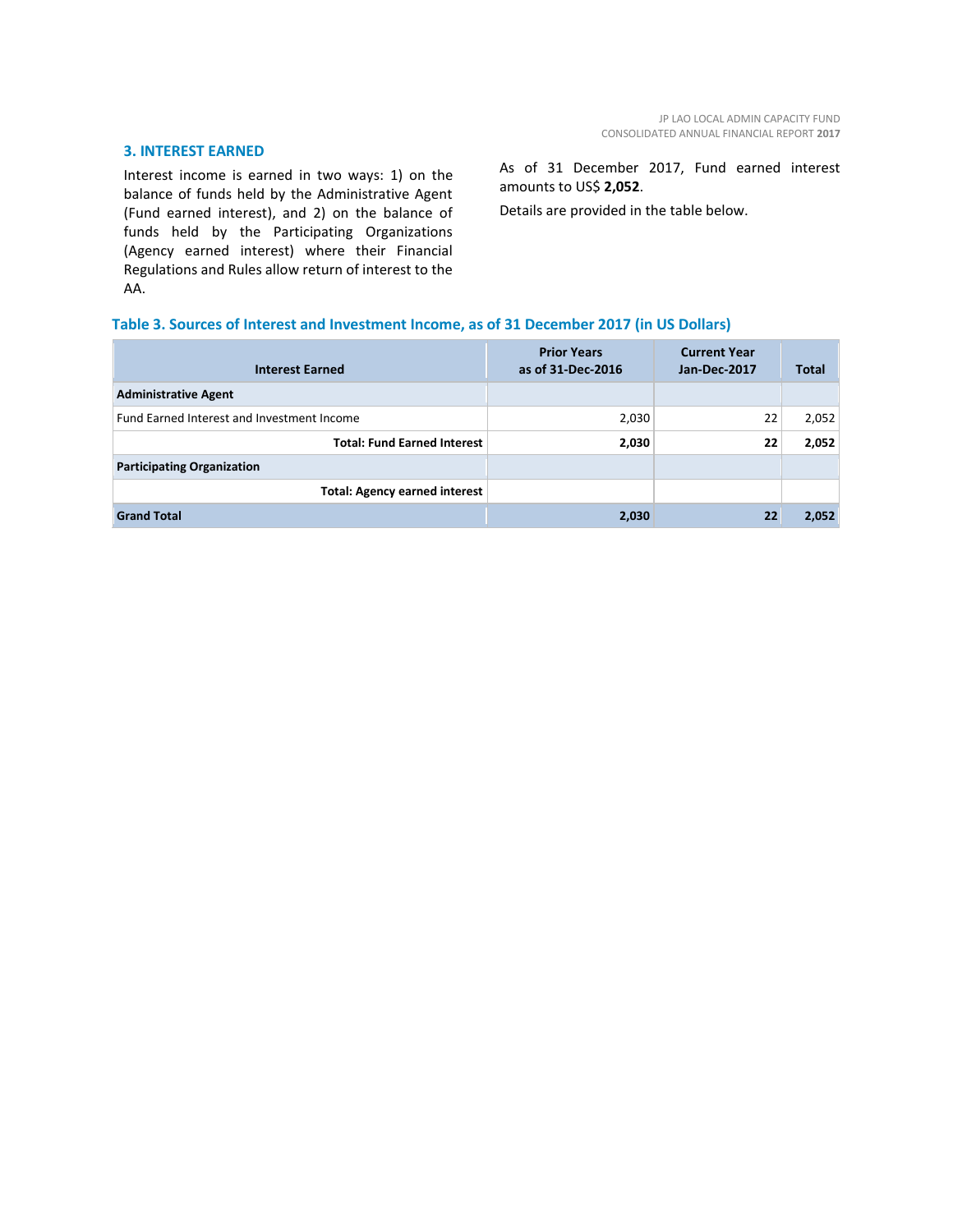## 3. INTEREST EARNED

Interest income is earned in two ways: 1) on the balance of funds held by the Administrative Agent (Fund earned interest), and 2) on the balance of funds held by the Participating Organizations (Agency earned interest) where their Financial Regulations and Rules allow return of interest to the AA.

As of 31 December 2017, Fund earned interest amounts to US$ **2,052**.

Details are provided in the table below.

**Table 3. Sources of Interest and Investment Income, as of 31 December 2017 (in US Dollars)**

| Interest Earned | Prior Years as of 31-Dec-2016 | Current Year Jan-Dec-2017 | Total |
|---|---|---|---|
| **Administrative Agent** | | | |
| Fund Earned Interest and Investment Income | 2,030 | 22 | 2,052 |
| **Total: Fund Earned Interest** | **2,030** | **22** | **2,052** |
| **Participating Organization** | | | |
| **Total: Agency earned interest** | | | |
| **Grand Total** | **2,030** | **22** | **2,052** |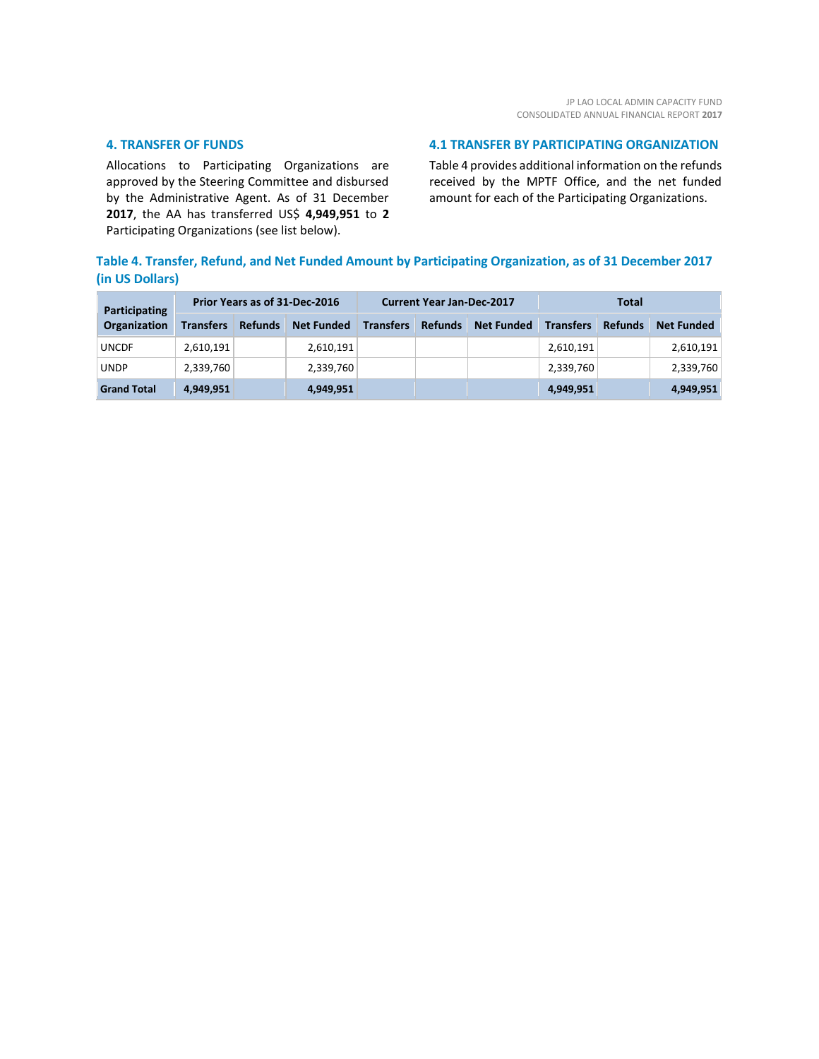## 4. TRANSFER OF FUNDS

Allocations to Participating Organizations are approved by the Steering Committee and disbursed by the Administrative Agent. As of 31 December **2017**, the AA has transferred US$ **4,949,951** to **2** Participating Organizations (see list below).

### 4.1 TRANSFER BY PARTICIPATING ORGANIZATION

Table 4 provides additional information on the refunds received by the MPTF Office, and the net funded amount for each of the Participating Organizations.

**Table 4. Transfer, Refund, and Net Funded Amount by Participating Organization, as of 31 December 2017 (in US Dollars)**

| Participating Organization | Prior Years as of 31-Dec-2016 | | | Current Year Jan-Dec-2017 | | | Total | | |
|---|---|---|---|---|---|---|---|---|---|
| | Transfers | Refunds | Net Funded | Transfers | Refunds | Net Funded | Transfers | Refunds | Net Funded |
| UNCDF | 2,610,191 | | 2,610,191 | | | | 2,610,191 | | 2,610,191 |
| UNDP | 2,339,760 | | 2,339,760 | | | | 2,339,760 | | 2,339,760 |
| **Grand Total** | **4,949,951** | | **4,949,951** | | | | **4,949,951** | | **4,949,951** |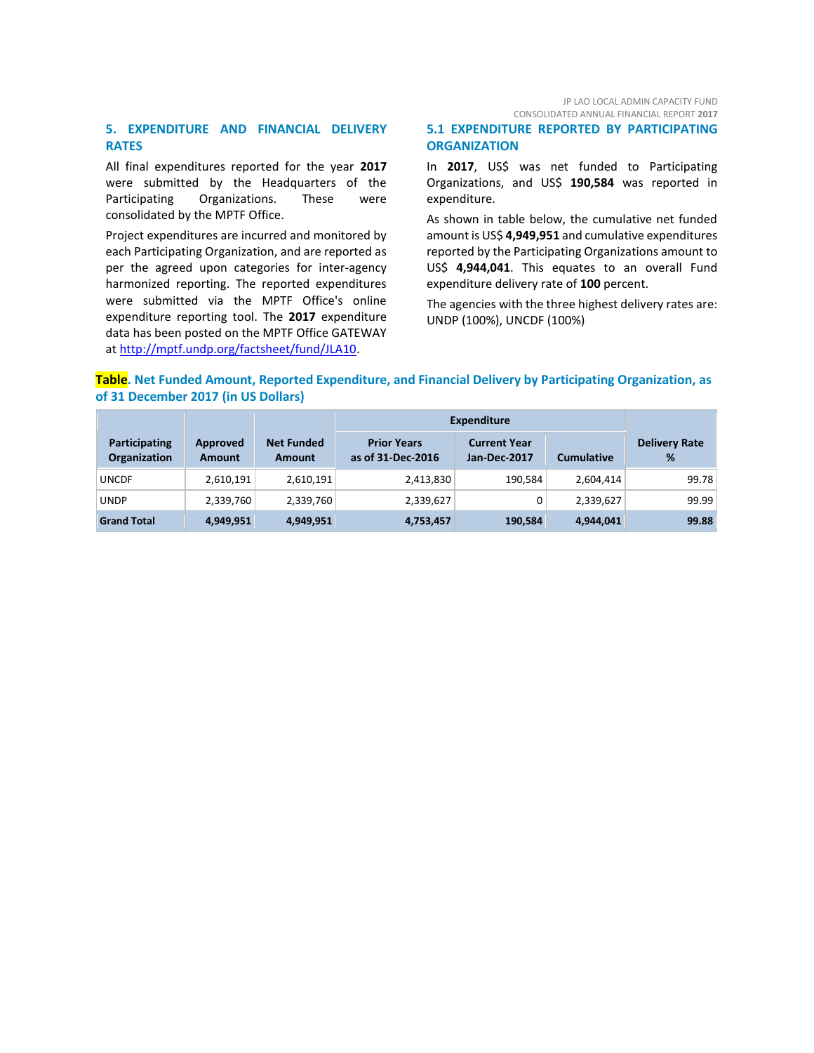## 5. EXPENDITURE AND FINANCIAL DELIVERY RATES

All final expenditures reported for the year **2017** were submitted by the Headquarters of the Participating Organizations. These were consolidated by the MPTF Office.

Project expenditures are incurred and monitored by each Participating Organization, and are reported as per the agreed upon categories for inter-agency harmonized reporting. The reported expenditures were submitted via the MPTF Office's online expenditure reporting tool. The **2017** expenditure data has been posted on the MPTF Office GATEWAY at http://mptf.undp.org/factsheet/fund/JLA10.

### 5.1 EXPENDITURE REPORTED BY PARTICIPATING ORGANIZATION

In **2017**, US$ was net funded to Participating Organizations, and US$ **190,584** was reported in expenditure.

As shown in table below, the cumulative net funded amount is US$ **4,949,951** and cumulative expenditures reported by the Participating Organizations amount to US$ **4,944,041**. This equates to an overall Fund expenditure delivery rate of **100** percent.

The agencies with the three highest delivery rates are: UNDP (100%), UNCDF (100%)

**Table. Net Funded Amount, Reported Expenditure, and Financial Delivery by Participating Organization, as of 31 December 2017 (in US Dollars)**

| Participating Organization | Approved Amount | Net Funded Amount | Expenditure | | | Delivery Rate % |
|---|---|---|---|---|---|---|
| | | | Prior Years as of 31-Dec-2016 | Current Year Jan-Dec-2017 | Cumulative | |
| UNCDF | 2,610,191 | 2,610,191 | 2,413,830 | 190,584 | 2,604,414 | 99.78 |
| UNDP | 2,339,760 | 2,339,760 | 2,339,627 | 0 | 2,339,627 | 99.99 |
| **Grand Total** | **4,949,951** | **4,949,951** | **4,753,457** | **190,584** | **4,944,041** | **99.88** |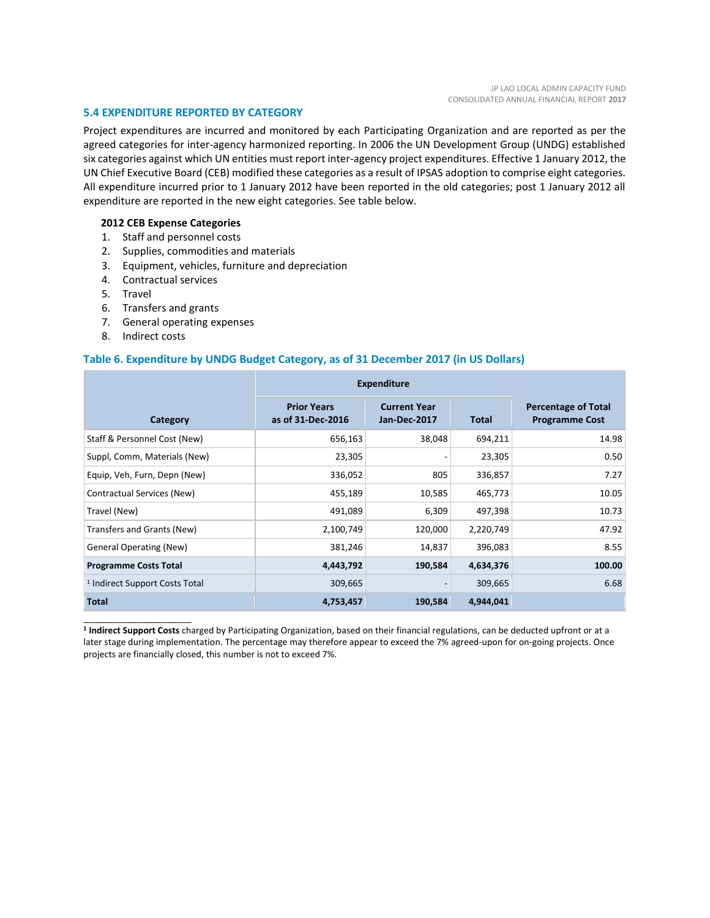### 5.4 EXPENDITURE REPORTED BY CATEGORY

Project expenditures are incurred and monitored by each Participating Organization and are reported as per the agreed categories for inter-agency harmonized reporting. In 2006 the UN Development Group (UNDG) established six categories against which UN entities must report inter-agency project expenditures. Effective 1 January 2012, the UN Chief Executive Board (CEB) modified these categories as a result of IPSAS adoption to comprise eight categories. All expenditure incurred prior to 1 January 2012 have been reported in the old categories; post 1 January 2012 all expenditure are reported in the new eight categories. See table below.

**2012 CEB Expense Categories**

1. Staff and personnel costs
2. Supplies, commodities and materials
3. Equipment, vehicles, furniture and depreciation
4. Contractual services
5. Travel
6. Transfers and grants
7. General operating expenses
8. Indirect costs

#### Table 6. Expenditure by UNDG Budget Category, as of 31 December 2017 (in US Dollars)

| Category | Expenditure | | | Percentage of Total Programme Cost |
|---|---|---|---|---|
| | Prior Years as of 31-Dec-2016 | Current Year Jan-Dec-2017 | Total | |
| Staff & Personnel Cost (New) | 656,163 | 38,048 | 694,211 | 14.98 |
| Suppl, Comm, Materials (New) | 23,305 | - | 23,305 | 0.50 |
| Equip, Veh, Furn, Depn (New) | 336,052 | 805 | 336,857 | 7.27 |
| Contractual Services (New) | 455,189 | 10,585 | 465,773 | 10.05 |
| Travel (New) | 491,089 | 6,309 | 497,398 | 10.73 |
| Transfers and Grants (New) | 2,100,749 | 120,000 | 2,220,749 | 47.92 |
| General Operating (New) | 381,246 | 14,837 | 396,083 | 8.55 |
| **Programme Costs Total** | **4,443,792** | **190,584** | **4,634,376** | **100.00** |
| [1] Indirect Support Costs Total | 309,665 | - | 309,665 | 6.68 |
| **Total** | **4,753,457** | **190,584** | **4,944,041** | |

[1] **Indirect Support Costs** charged by Participating Organization, based on their financial regulations, can be deducted upfront or at a later stage during implementation. The percentage may therefore appear to exceed the 7% agreed-upon for on-going projects. Once projects are financially closed, this number is not to exceed 7%.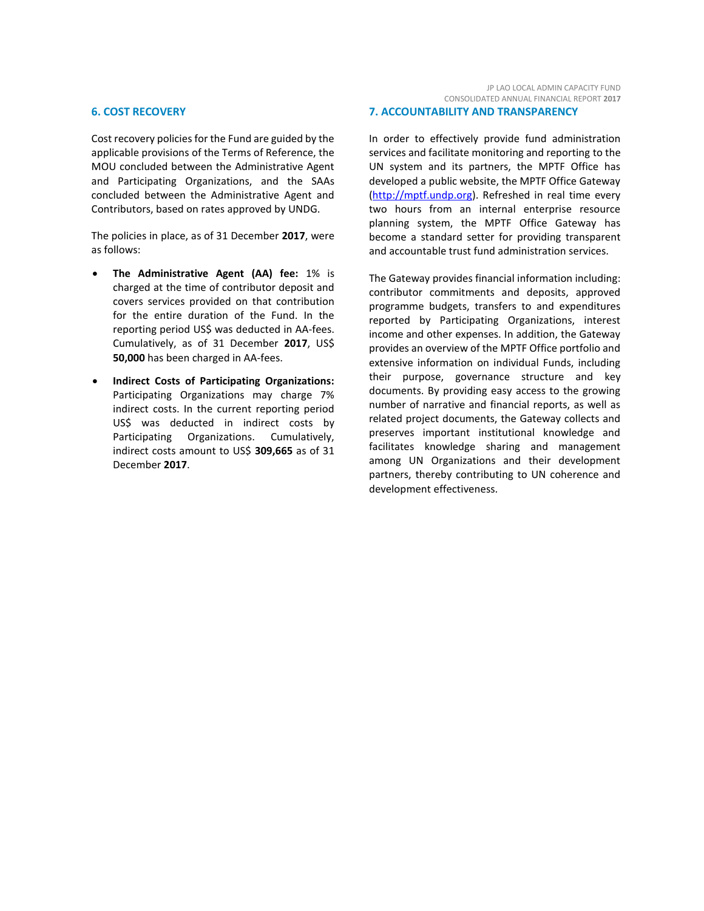## 6. COST RECOVERY

Cost recovery policies for the Fund are guided by the applicable provisions of the Terms of Reference, the MOU concluded between the Administrative Agent and Participating Organizations, and the SAAs concluded between the Administrative Agent and Contributors, based on rates approved by UNDG.

The policies in place, as of 31 December **2017**, were as follows:

- **The Administrative Agent (AA) fee:** 1% is charged at the time of contributor deposit and covers services provided on that contribution for the entire duration of the Fund. In the reporting period US$ was deducted in AA-fees. Cumulatively, as of 31 December **2017**, US$ **50,000** has been charged in AA-fees.
- **Indirect Costs of Participating Organizations:** Participating Organizations may charge 7% indirect costs. In the current reporting period US$ was deducted in indirect costs by Participating Organizations. Cumulatively, indirect costs amount to US$ **309,665** as of 31 December **2017**.

## 7. ACCOUNTABILITY AND TRANSPARENCY

In order to effectively provide fund administration services and facilitate monitoring and reporting to the UN system and its partners, the MPTF Office has developed a public website, the MPTF Office Gateway (http://mptf.undp.org). Refreshed in real time every two hours from an internal enterprise resource planning system, the MPTF Office Gateway has become a standard setter for providing transparent and accountable trust fund administration services.

The Gateway provides financial information including: contributor commitments and deposits, approved programme budgets, transfers to and expenditures reported by Participating Organizations, interest income and other expenses. In addition, the Gateway provides an overview of the MPTF Office portfolio and extensive information on individual Funds, including their purpose, governance structure and key documents. By providing easy access to the growing number of narrative and financial reports, as well as related project documents, the Gateway collects and preserves important institutional knowledge and facilitates knowledge sharing and management among UN Organizations and their development partners, thereby contributing to UN coherence and development effectiveness.